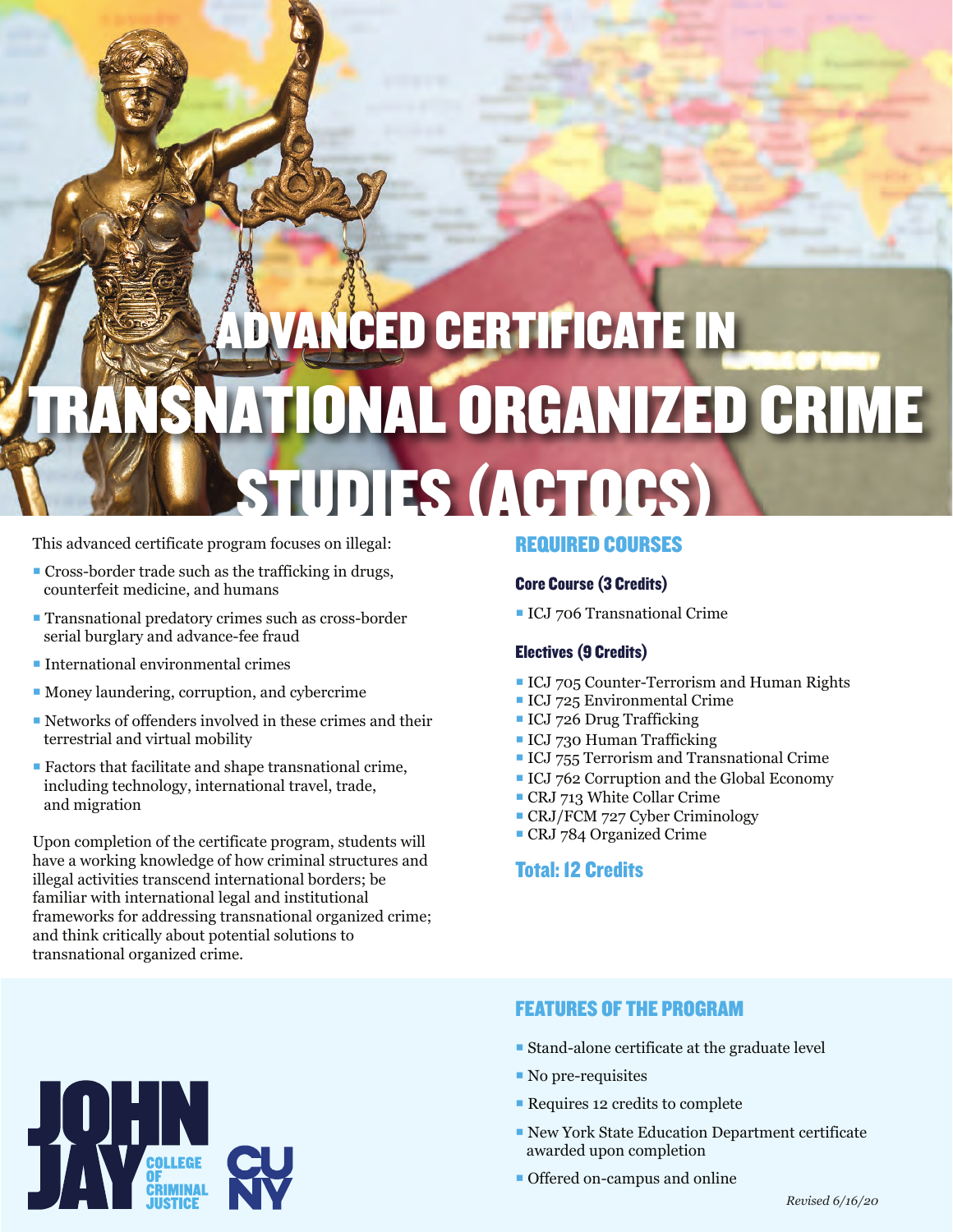# ADVANCED CERTIFICATE IN TRANSNATIONAL ORGANIZED CRIME STUDIES (ACTOCS)

This advanced certificate program focuses on illegal:

- Cross-border trade such as the trafficking in drugs, counterfeit medicine, and humans
- Transnational predatory crimes such as cross-border serial burglary and advance-fee fraud
- International environmental crimes
- Money laundering, corruption, and cybercrime
- Networks of offenders involved in these crimes and their terrestrial and virtual mobility
- Factors that facilitate and shape transnational crime, including technology, international travel, trade, and migration

Upon completion of the certificate program, students will have a working knowledge of how criminal structures and illegal activities transcend international borders; be familiar with international legal and institutional frameworks for addressing transnational organized crime; and think critically about potential solutions to transnational organized crime.

## REQUIRED COURSES

### Core Course (3 Credits)

- ICJ 706 Transnational Crime

### Electives (9 Credits)

- ICJ 705 Counter-Terrorism and Human Rights
- ICJ 725 Environmental Crime
- ICJ 726 Drug Trafficking
- ICJ 730 Human Trafficking
- ICJ 755 Terrorism and Transnational Crime
- ICJ 762 Corruption and the Global Economy
- CRJ 713 White Collar Crime
- CRJ/FCM 727 Cyber Criminology
- CRJ 784 Organized Crime

**Total: 12 Credits**

## FEATURES OF THE PROGRAM

- Stand-alone certificate at the graduate level
- No pre-requisites
- Requires 12 credits to complete
- New York State Education Department certificate awarded upon completion
- Offered on-campus and online

JOHN JAY COLLEGE OF CRIMINAL JUSTICE CUNY

*Revised 6/16/20*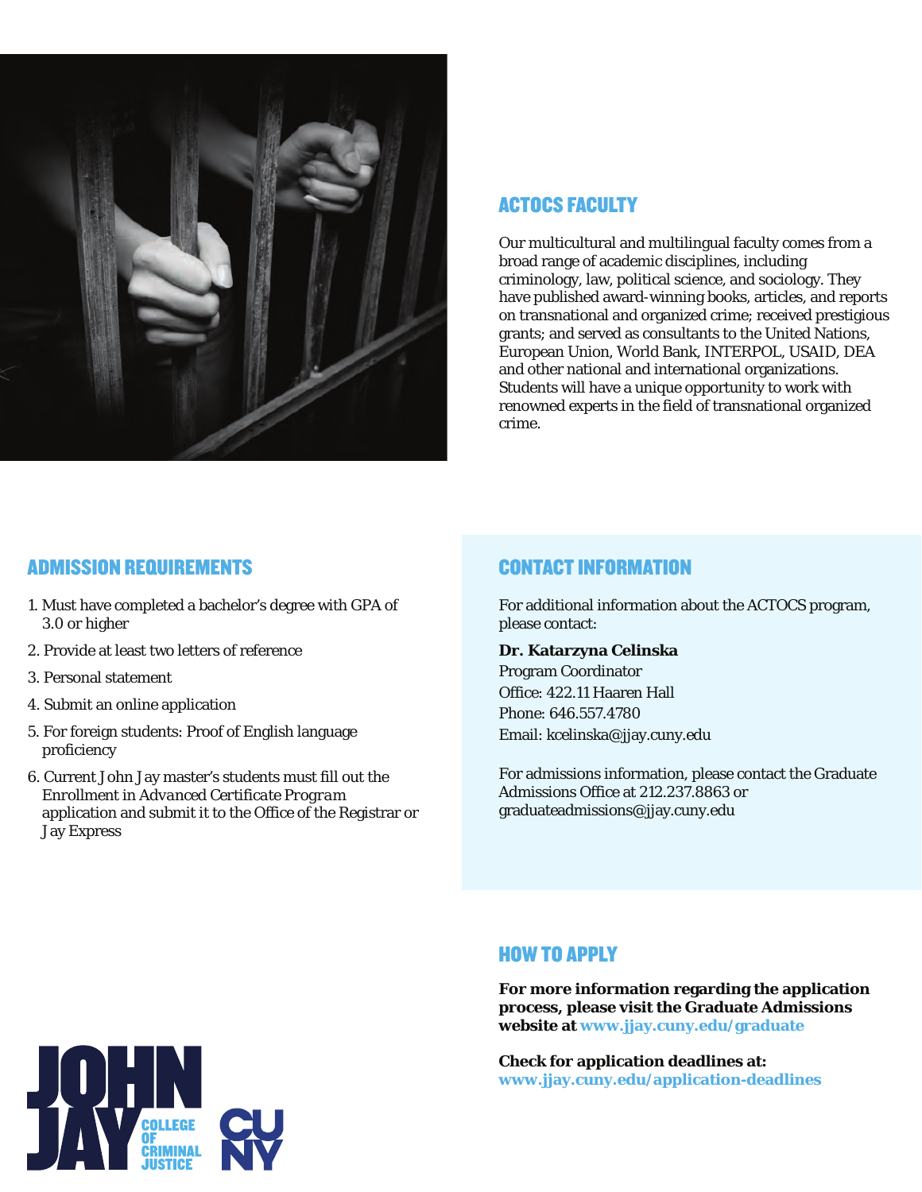## ACTOCS FACULTY

Our multicultural and multilingual faculty comes from a broad range of academic disciplines, including criminology, law, political science, and sociology. They have published award-winning books, articles, and reports on transnational and organized crime; received prestigious grants; and served as consultants to the United Nations, European Union, World Bank, INTERPOL, USAID, DEA and other national and international organizations. Students will have a unique opportunity to work with renowned experts in the field of transnational organized crime.

## ADMISSION REQUIREMENTS

1. Must have completed a bachelor's degree with GPA of 3.0 or higher
2. Provide at least two letters of reference
3. Personal statement
4. Submit an online application
5. For foreign students: Proof of English language proficiency
6. Current John Jay master's students must fill out the Enrollment in *Advanced Certificate Program* application and submit it to the Office of the Registrar or Jay Express

## CONTACT INFORMATION

For additional information about the ACTOCS program, please contact:

**Dr. Katarzyna Celinska**
Program Coordinator
Office: 422.11 Haaren Hall
Phone: 646.557.4780
Email: kcelinska@jjay.cuny.edu

For admissions information, please contact the Graduate Admissions Office at 212.237.8863 or graduateadmissions@jjay.cuny.edu

## HOW TO APPLY

**For more information regarding the application process, please visit the Graduate Admissions website at www.jjay.cuny.edu/graduate**

**Check for application deadlines at: www.jjay.cuny.edu/application-deadlines**

JOHN JAY COLLEGE OF CRIMINAL JUSTICE

CUNY